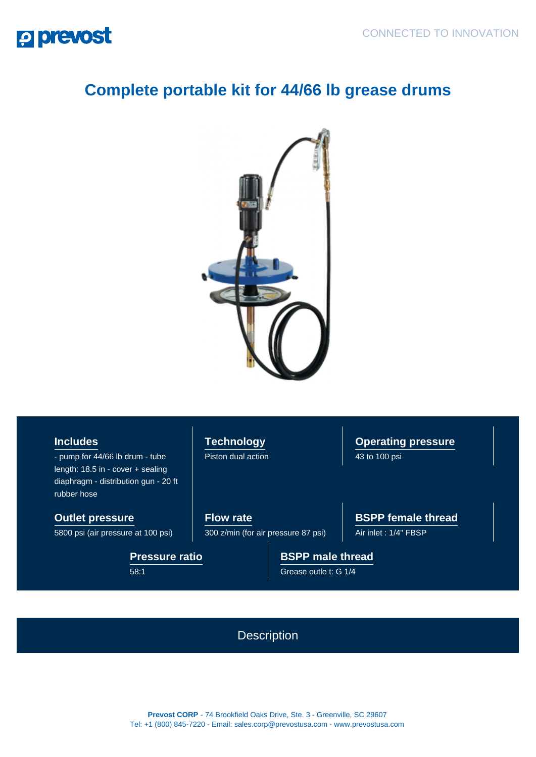# Complete portable kit for 44/66 lb grease drums

### Includes

- pump for 44/66 lb drum - tube length: 18.5 in - cover + sealing diaphragm - distribution gun - 20 ft rubber hose

### Technology

Piston dual action

### Operating pressure

43 to 100 psi

### Outlet pressure

5800 psi (air pressure at 100 psi)

### Flow rate

300 z/min (for air pressure 87 psi)

### BSPP female thread

Air inlet : 1/4" FBSP

### Pressure ratio

58:1

### BSPP male thread

Grease outle t: G 1/4

## Description

**Prevost CORP** - 74 Brookfield Oaks Drive, Ste. 3 - Greenville, SC 29607
Tel: +1 (800) 845-7220 - Email: sales.corp@prevostusa.com - www.prevostusa.com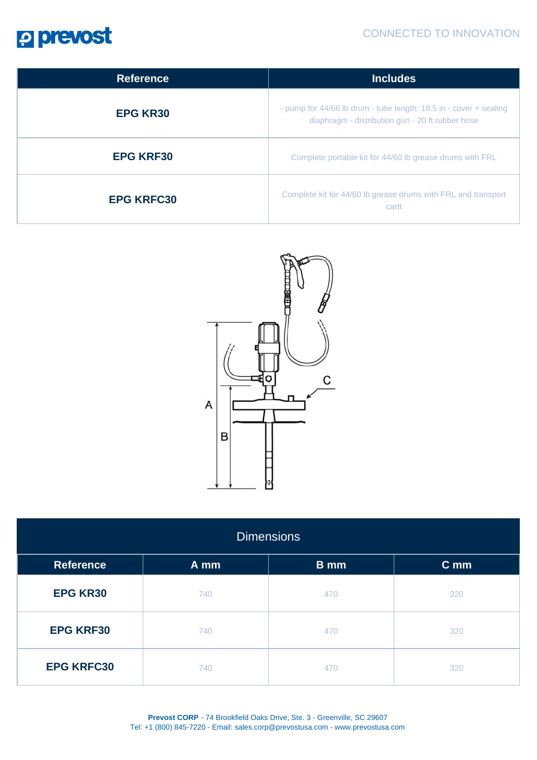| Reference | Includes |
|---|---|
| **EPG KR30** | - pump for 44/66 lb drum - tube length: 18.5 in - cover + sealing diaphragm - distribution gun - 20 ft rubber hose |
| **EPG KRF30** | Complete portable kit for 44/60 lb grease drums with FRL |
| **EPG KRFC30** | Complete kit for 44/60 lb grease drums with FRL and transport cartt |

A

B

C

| Dimensions | | | |
|---|---|---|---|
| **Reference** | **A mm** | **B mm** | **C mm** |
| **EPG KR30** | 740 | 470 | 320 |
| **EPG KRF30** | 740 | 470 | 320 |
| **EPG KRFC30** | 740 | 470 | 320 |

**Prevost CORP** - 74 Brookfield Oaks Drive, Ste. 3 - Greenville, SC 29607
Tel: +1 (800) 845-7220 - Email: sales.corp@prevostusa.com - www.prevostusa.com